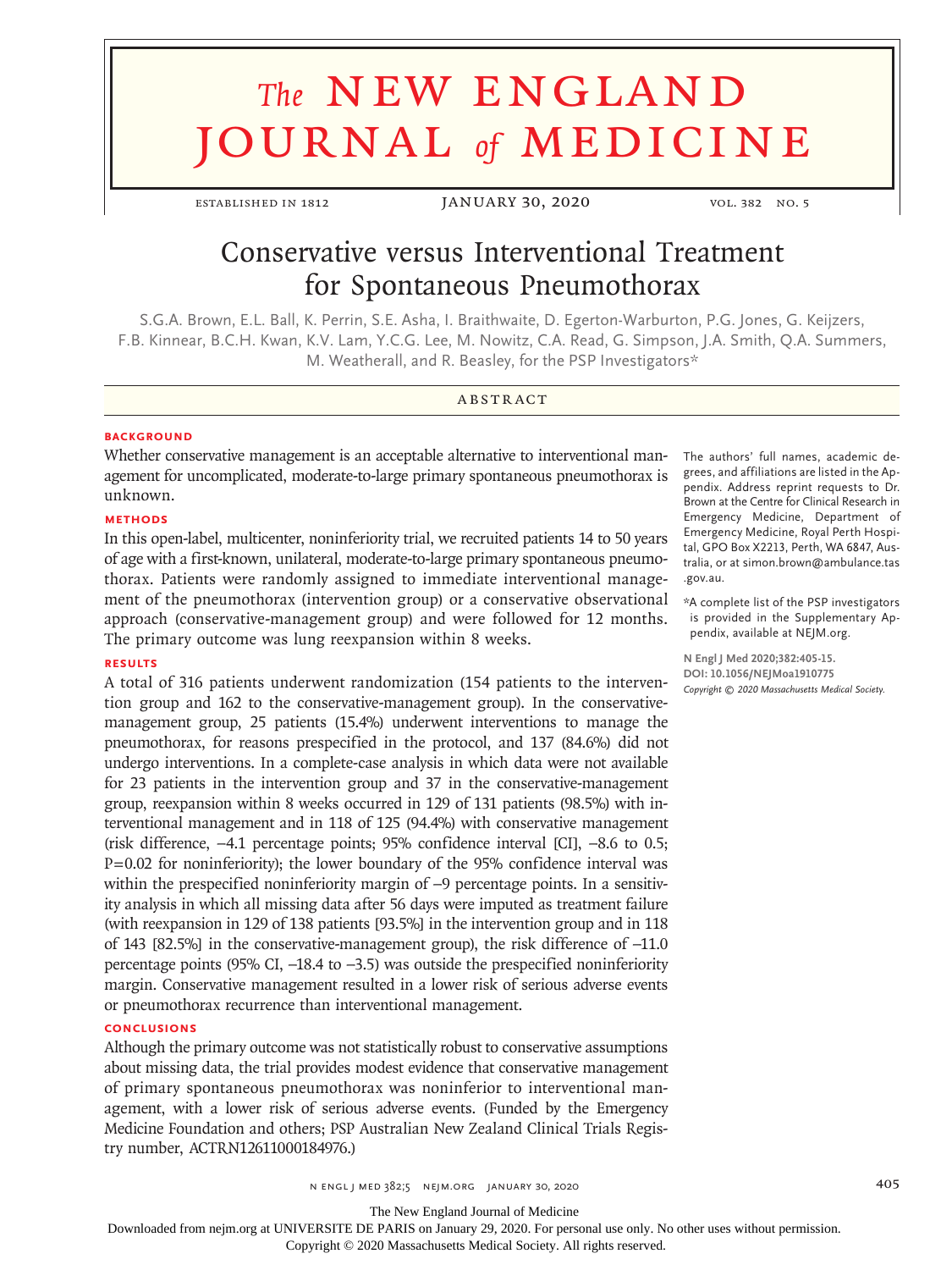# The NEW ENGLAND JOURNAL of MEDICINE

ESTABLISHED IN 1812 — JANUARY 30, 2020 — VOL. 382 NO. 5

# Conservative versus Interventional Treatment for Spontaneous Pneumothorax

S.G.A. Brown, E.L. Ball, K. Perrin, S.E. Asha, I. Braithwaite, D. Egerton-Warburton, P.G. Jones, G. Keijzers, F.B. Kinnear, B.C.H. Kwan, K.V. Lam, Y.C.G. Lee, M. Nowitz, C.A. Read, G. Simpson, J.A. Smith, Q.A. Summers, M. Weatherall, and R. Beasley, for the PSP Investigators*

## ABSTRACT

### BACKGROUND

Whether conservative management is an acceptable alternative to interventional management for uncomplicated, moderate-to-large primary spontaneous pneumothorax is unknown.

### METHODS

In this open-label, multicenter, noninferiority trial, we recruited patients 14 to 50 years of age with a first-known, unilateral, moderate-to-large primary spontaneous pneumothorax. Patients were randomly assigned to immediate interventional management of the pneumothorax (intervention group) or a conservative observational approach (conservative-management group) and were followed for 12 months. The primary outcome was lung reexpansion within 8 weeks.

### RESULTS

A total of 316 patients underwent randomization (154 patients to the intervention group and 162 to the conservative-management group). In the conservative-management group, 25 patients (15.4%) underwent interventions to manage the pneumothorax, for reasons prespecified in the protocol, and 137 (84.6%) did not undergo interventions. In a complete-case analysis in which data were not available for 23 patients in the intervention group and 37 in the conservative-management group, reexpansion within 8 weeks occurred in 129 of 131 patients (98.5%) with interventional management and in 118 of 125 (94.4%) with conservative management (risk difference, −4.1 percentage points; 95% confidence interval [CI], −8.6 to 0.5; P=0.02 for noninferiority); the lower boundary of the 95% confidence interval was within the prespecified noninferiority margin of −9 percentage points. In a sensitivity analysis in which all missing data after 56 days were imputed as treatment failure (with reexpansion in 129 of 138 patients [93.5%] in the intervention group and in 118 of 143 [82.5%] in the conservative-management group), the risk difference of −11.0 percentage points (95% CI, −18.4 to −3.5) was outside the prespecified noninferiority margin. Conservative management resulted in a lower risk of serious adverse events or pneumothorax recurrence than interventional management.

### CONCLUSIONS

Although the primary outcome was not statistically robust to conservative assumptions about missing data, the trial provides modest evidence that conservative management of primary spontaneous pneumothorax was noninferior to interventional management, with a lower risk of serious adverse events. (Funded by the Emergency Medicine Foundation and others; PSP Australian New Zealand Clinical Trials Registry number, ACTRN12611000184976.)

The authors' full names, academic degrees, and affiliations are listed in the Appendix. Address reprint requests to Dr. Brown at the Centre for Clinical Research in Emergency Medicine, Department of Emergency Medicine, Royal Perth Hospital, GPO Box X2213, Perth, WA 6847, Australia, or at simon.brown@ambulance.tas.gov.au.

*A complete list of the PSP investigators is provided in the Supplementary Appendix, available at NEJM.org.

**N Engl J Med 2020;382:405-15.**
**DOI: 10.1056/NEJMoa1910775**
*Copyright © 2020 Massachusetts Medical Society.*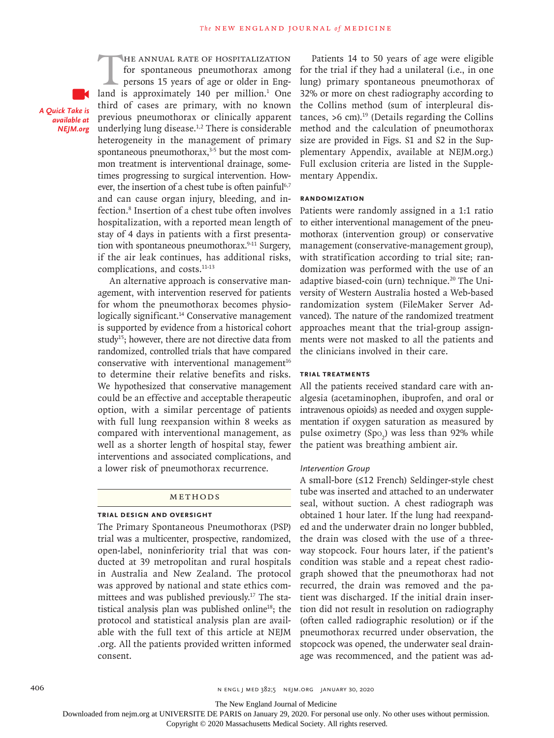*A Quick Take is available at NEJM.org*

The annual rate of hospitalization for spontaneous pneumothorax among persons 15 years of age or older in England is approximately 140 per million.[1] One third of cases are primary, with no known previous pneumothorax or clinically apparent underlying lung disease.[1,2] There is considerable heterogeneity in the management of primary spontaneous pneumothorax,[3-5] but the most common treatment is interventional drainage, sometimes progressing to surgical intervention. However, the insertion of a chest tube is often painful[6,7] and can cause organ injury, bleeding, and infection.[8] Insertion of a chest tube often involves hospitalization, with a reported mean length of stay of 4 days in patients with a first presentation with spontaneous pneumothorax.[9-11] Surgery, if the air leak continues, has additional risks, complications, and costs.[11-13]

An alternative approach is conservative management, with intervention reserved for patients for whom the pneumothorax becomes physiologically significant.[14] Conservative management is supported by evidence from a historical cohort study[15]; however, there are not directive data from randomized, controlled trials that have compared conservative with interventional management[16] to determine their relative benefits and risks. We hypothesized that conservative management could be an effective and acceptable therapeutic option, with a similar percentage of patients with full lung reexpansion within 8 weeks as compared with interventional management, as well as a shorter length of hospital stay, fewer interventions and associated complications, and a lower risk of pneumothorax recurrence.

## Methods

### Trial Design and Oversight

The Primary Spontaneous Pneumothorax (PSP) trial was a multicenter, prospective, randomized, open-label, noninferiority trial that was conducted at 39 metropolitan and rural hospitals in Australia and New Zealand. The protocol was approved by national and state ethics committees and was published previously.[17] The statistical analysis plan was published online[18]; the protocol and statistical analysis plan are available with the full text of this article at NEJM.org. All the patients provided written informed consent.

Patients 14 to 50 years of age were eligible for the trial if they had a unilateral (i.e., in one lung) primary spontaneous pneumothorax of 32% or more on chest radiography according to the Collins method (sum of interpleural distances, >6 cm).[19] (Details regarding the Collins method and the calculation of pneumothorax size are provided in Figs. S1 and S2 in the Supplementary Appendix, available at NEJM.org.) Full exclusion criteria are listed in the Supplementary Appendix.

### Randomization

Patients were randomly assigned in a 1:1 ratio to either interventional management of the pneumothorax (intervention group) or conservative management (conservative-management group), with stratification according to trial site; randomization was performed with the use of an adaptive biased-coin (urn) technique.[20] The University of Western Australia hosted a Web-based randomization system (FileMaker Server Advanced). The nature of the randomized treatment approaches meant that the trial-group assignments were not masked to all the patients and the clinicians involved in their care.

### Trial Treatments

All the patients received standard care with analgesia (acetaminophen, ibuprofen, and oral or intravenous opioids) as needed and oxygen supplementation if oxygen saturation as measured by pulse oximetry ($Sp_{O_2}$) was less than 92% while the patient was breathing ambient air.

#### *Intervention Group*

A small-bore (≤12 French) Seldinger-style chest tube was inserted and attached to an underwater seal, without suction. A chest radiograph was obtained 1 hour later. If the lung had reexpanded and the underwater drain no longer bubbled, the drain was closed with the use of a three-way stopcock. Four hours later, if the patient's condition was stable and a repeat chest radiograph showed that the pneumothorax had not recurred, the drain was removed and the patient was discharged. If the initial drain insertion did not result in resolution on radiography (often called radiographic resolution) or if the pneumothorax recurred under observation, the stopcock was opened, the underwater seal drainage was recommenced, and the patient was ad-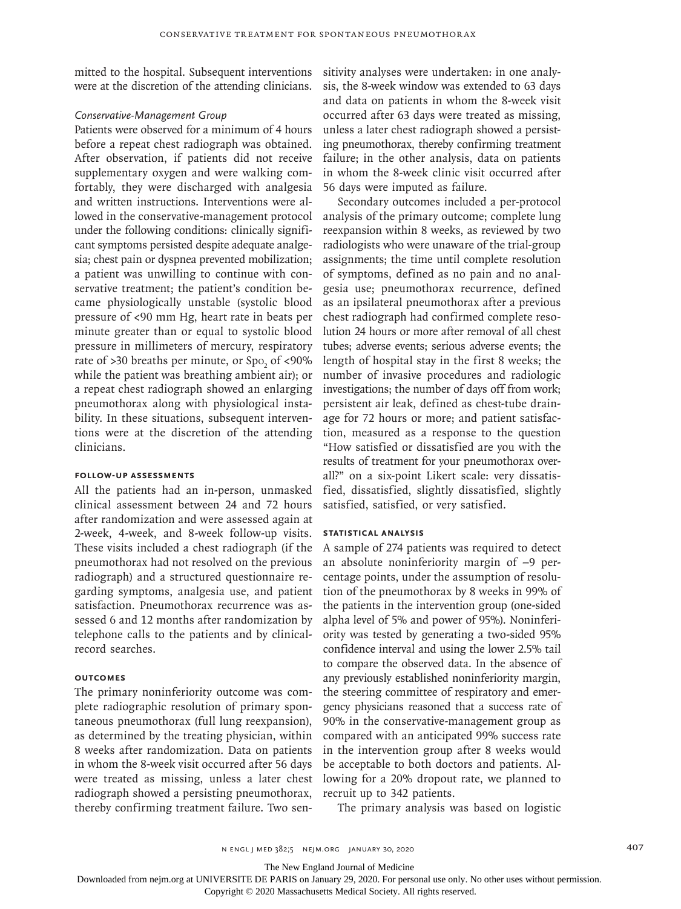mitted to the hospital. Subsequent interventions were at the discretion of the attending clinicians.

### *Conservative-Management Group*

Patients were observed for a minimum of 4 hours before a repeat chest radiograph was obtained. After observation, if patients did not receive supplementary oxygen and were walking comfortably, they were discharged with analgesia and written instructions. Interventions were allowed in the conservative-management protocol under the following conditions: clinically significant symptoms persisted despite adequate analgesia; chest pain or dyspnea prevented mobilization; a patient was unwilling to continue with conservative treatment; the patient's condition became physiologically unstable (systolic blood pressure of <90 mm Hg, heart rate in beats per minute greater than or equal to systolic blood pressure in millimeters of mercury, respiratory rate of >30 breaths per minute, or $Sp_{O_2}$ of <90% while the patient was breathing ambient air); or a repeat chest radiograph showed an enlarging pneumothorax along with physiological instability. In these situations, subsequent interventions were at the discretion of the attending clinicians.

## Follow-up Assessments

All the patients had an in-person, unmasked clinical assessment between 24 and 72 hours after randomization and were assessed again at 2-week, 4-week, and 8-week follow-up visits. These visits included a chest radiograph (if the pneumothorax had not resolved on the previous radiograph) and a structured questionnaire regarding symptoms, analgesia use, and patient satisfaction. Pneumothorax recurrence was assessed 6 and 12 months after randomization by telephone calls to the patients and by clinical-record searches.

## Outcomes

The primary noninferiority outcome was complete radiographic resolution of primary spontaneous pneumothorax (full lung reexpansion), as determined by the treating physician, within 8 weeks after randomization. Data on patients in whom the 8-week visit occurred after 56 days were treated as missing, unless a later chest radiograph showed a persisting pneumothorax, thereby confirming treatment failure. Two sensitivity analyses were undertaken: in one analysis, the 8-week window was extended to 63 days and data on patients in whom the 8-week visit occurred after 63 days were treated as missing, unless a later chest radiograph showed a persisting pneumothorax, thereby confirming treatment failure; in the other analysis, data on patients in whom the 8-week clinic visit occurred after 56 days were imputed as failure.

Secondary outcomes included a per-protocol analysis of the primary outcome; complete lung reexpansion within 8 weeks, as reviewed by two radiologists who were unaware of the trial-group assignments; the time until complete resolution of symptoms, defined as no pain and no analgesia use; pneumothorax recurrence, defined as an ipsilateral pneumothorax after a previous chest radiograph had confirmed complete resolution 24 hours or more after removal of all chest tubes; adverse events; serious adverse events; the length of hospital stay in the first 8 weeks; the number of invasive procedures and radiologic investigations; the number of days off from work; persistent air leak, defined as chest-tube drainage for 72 hours or more; and patient satisfaction, measured as a response to the question "How satisfied or dissatisfied are you with the results of treatment for your pneumothorax overall?" on a six-point Likert scale: very dissatisfied, dissatisfied, slightly dissatisfied, slightly satisfied, satisfied, or very satisfied.

## Statistical Analysis

A sample of 274 patients was required to detect an absolute noninferiority margin of −9 percentage points, under the assumption of resolution of the pneumothorax by 8 weeks in 99% of the patients in the intervention group (one-sided alpha level of 5% and power of 95%). Noninferiority was tested by generating a two-sided 95% confidence interval and using the lower 2.5% tail to compare the observed data. In the absence of any previously established noninferiority margin, the steering committee of respiratory and emergency physicians reasoned that a success rate of 90% in the conservative-management group as compared with an anticipated 99% success rate in the intervention group after 8 weeks would be acceptable to both doctors and patients. Allowing for a 20% dropout rate, we planned to recruit up to 342 patients.

The primary analysis was based on logistic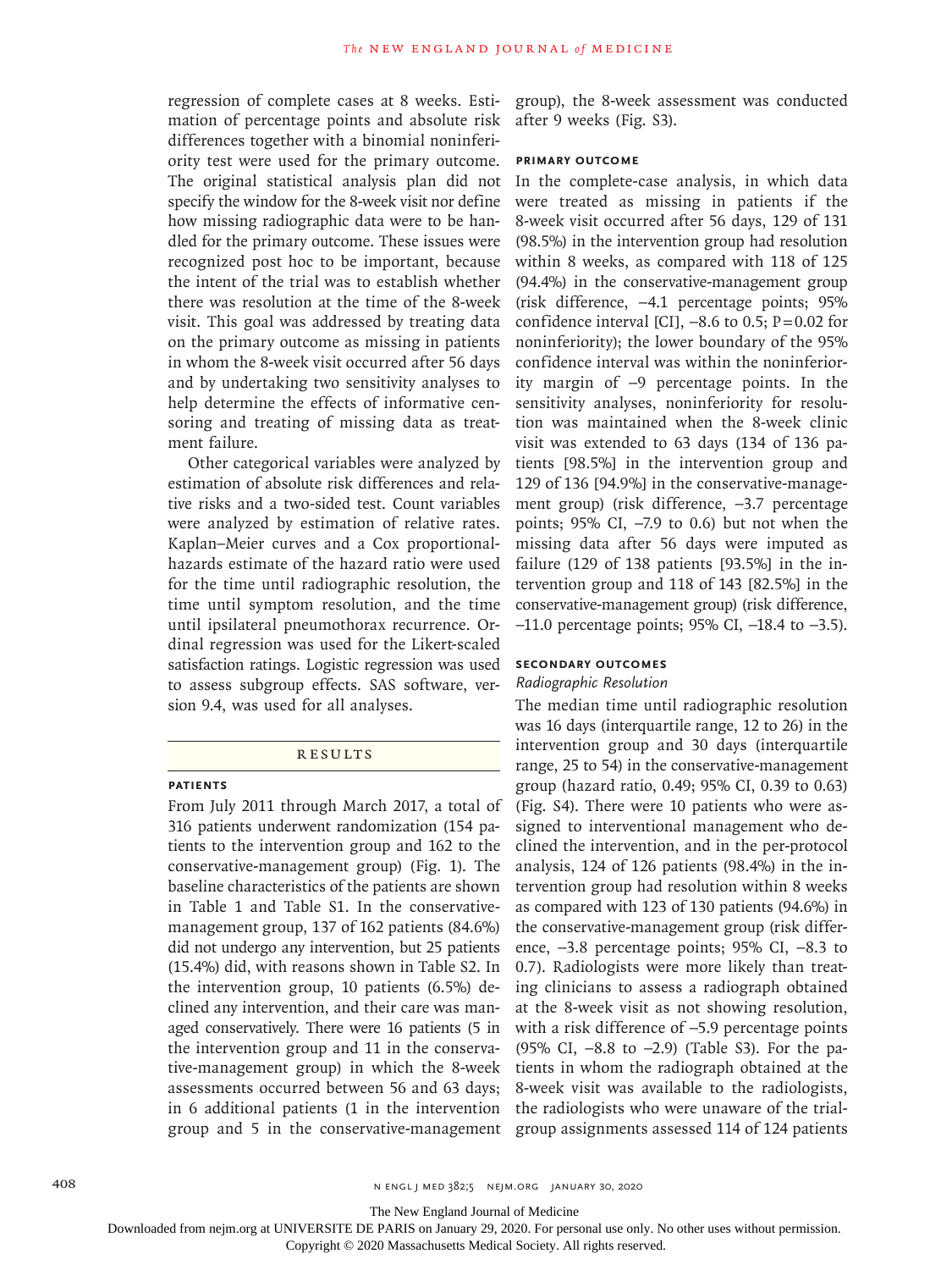regression of complete cases at 8 weeks. Estimation of percentage points and absolute risk differences together with a binomial noninferiority test were used for the primary outcome. The original statistical analysis plan did not specify the window for the 8-week visit nor define how missing radiographic data were to be handled for the primary outcome. These issues were recognized post hoc to be important, because the intent of the trial was to establish whether there was resolution at the time of the 8-week visit. This goal was addressed by treating data on the primary outcome as missing in patients in whom the 8-week visit occurred after 56 days and by undertaking two sensitivity analyses to help determine the effects of informative censoring and treating of missing data as treatment failure.

Other categorical variables were analyzed by estimation of absolute risk differences and relative risks and a two-sided test. Count variables were analyzed by estimation of relative rates. Kaplan–Meier curves and a Cox proportional-hazards estimate of the hazard ratio were used for the time until radiographic resolution, the time until symptom resolution, and the time until ipsilateral pneumothorax recurrence. Ordinal regression was used for the Likert-scaled satisfaction ratings. Logistic regression was used to assess subgroup effects. SAS software, version 9.4, was used for all analyses.

## RESULTS

### PATIENTS

From July 2011 through March 2017, a total of 316 patients underwent randomization (154 patients to the intervention group and 162 to the conservative-management group) (Fig. 1). The baseline characteristics of the patients are shown in Table 1 and Table S1. In the conservative-management group, 137 of 162 patients (84.6%) did not undergo any intervention, but 25 patients (15.4%) did, with reasons shown in Table S2. In the intervention group, 10 patients (6.5%) declined any intervention, and their care was managed conservatively. There were 16 patients (5 in the intervention group and 11 in the conservative-management group) in which the 8-week assessments occurred between 56 and 63 days; in 6 additional patients (1 in the intervention group and 5 in the conservative-management group), the 8-week assessment was conducted after 9 weeks (Fig. S3).

### PRIMARY OUTCOME

In the complete-case analysis, in which data were treated as missing in patients if the 8-week visit occurred after 56 days, 129 of 131 (98.5%) in the intervention group had resolution within 8 weeks, as compared with 118 of 125 (94.4%) in the conservative-management group (risk difference, −4.1 percentage points; 95% confidence interval [CI], −8.6 to 0.5; P=0.02 for noninferiority); the lower boundary of the 95% confidence interval was within the noninferiority margin of −9 percentage points. In the sensitivity analyses, noninferiority for resolution was maintained when the 8-week clinic visit was extended to 63 days (134 of 136 patients [98.5%] in the intervention group and 129 of 136 [94.9%] in the conservative-management group) (risk difference, −3.7 percentage points; 95% CI, −7.9 to 0.6) but not when the missing data after 56 days were imputed as failure (129 of 138 patients [93.5%] in the intervention group and 118 of 143 [82.5%] in the conservative-management group) (risk difference, −11.0 percentage points; 95% CI, −18.4 to −3.5).

### SECONDARY OUTCOMES

#### *Radiographic Resolution*

The median time until radiographic resolution was 16 days (interquartile range, 12 to 26) in the intervention group and 30 days (interquartile range, 25 to 54) in the conservative-management group (hazard ratio, 0.49; 95% CI, 0.39 to 0.63) (Fig. S4). There were 10 patients who were assigned to interventional management who declined the intervention, and in the per-protocol analysis, 124 of 126 patients (98.4%) in the intervention group had resolution within 8 weeks as compared with 123 of 130 patients (94.6%) in the conservative-management group (risk difference, −3.8 percentage points; 95% CI, −8.3 to 0.7). Radiologists were more likely than treating clinicians to assess a radiograph obtained at the 8-week visit as not showing resolution, with a risk difference of −5.9 percentage points (95% CI, −8.8 to −2.9) (Table S3). For the patients in whom the radiograph obtained at the 8-week visit was available to the radiologists, the radiologists who were unaware of the trial-group assignments assessed 114 of 124 patients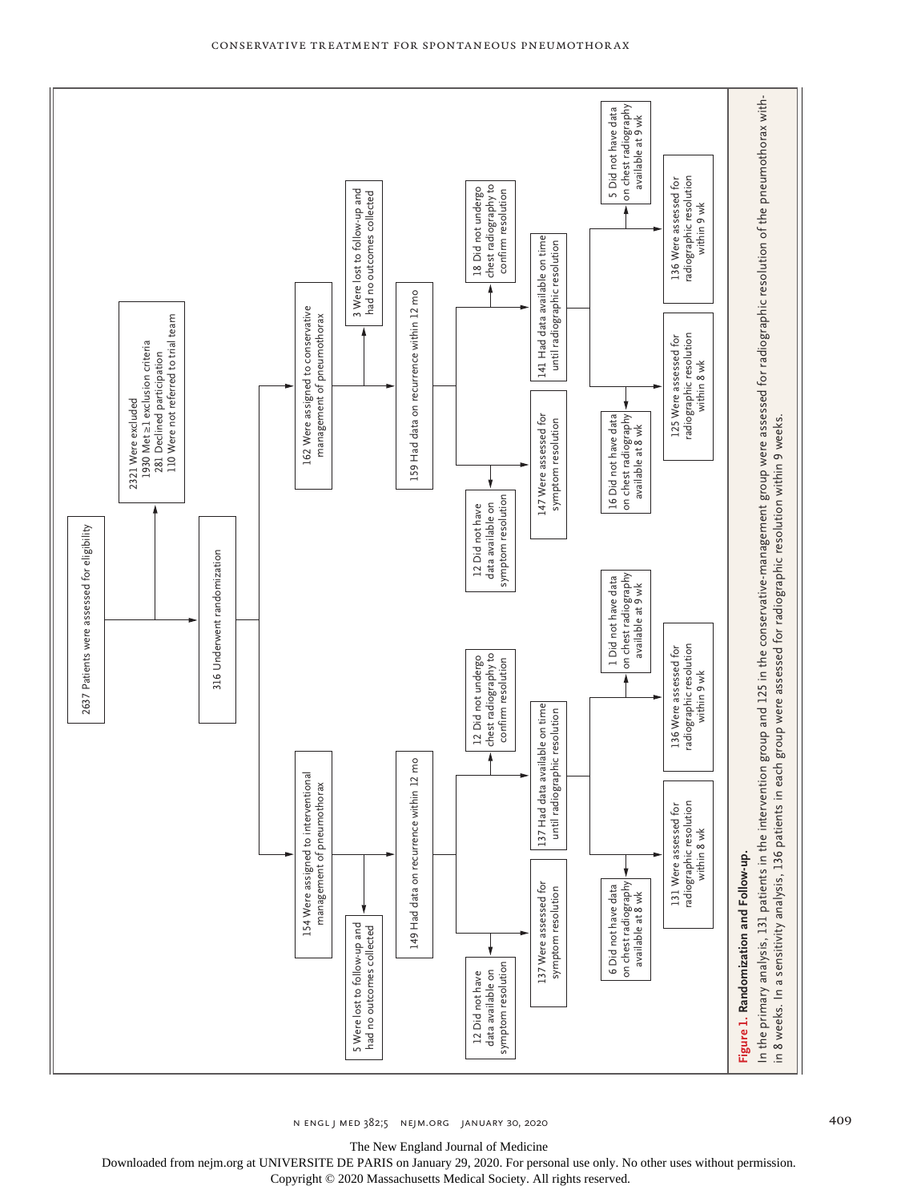2637 Patients were assessed for eligibility

2321 Were excluded
1930 Met ≥1 exclusion criteria
281 Declined participation
110 Were not referred to trial team

316 Underwent randomization

154 Were assigned to interventional management of pneumothorax

5 Were lost to follow-up and had no outcomes collected

149 Had data on recurrence within 12 mo

12 Did not have data available on symptom resolution

137 Were assessed for symptom resolution

12 Did not undergo chest radiography to confirm resolution

137 Had data available on time until radiographic resolution

6 Did not have data on chest radiography available at 8 wk

131 Were assessed for radiographic resolution within 8 wk

1 Did not have data on chest radiography available at 9 wk

136 Were assessed for radiographic resolution within 9 wk

162 Were assigned to conservative management of pneumothorax

3 Were lost to follow-up and had no outcomes collected

159 Had data on recurrence within 12 mo

12 Did not have data available on symptom resolution

147 Were assessed for symptom resolution

18 Did not undergo chest radiography to confirm resolution

141 Had data available on time until radiographic resolution

16 Did not have data on chest radiography available at 8 wk

125 Were assessed for radiographic resolution within 8 wk

5 Did not have data on chest radiography available at 9 wk

136 Were assessed for radiographic resolution within 9 wk

**Figure 1. Randomization and Follow-up.**

In the primary analysis, 131 patients in the intervention group and 125 in the conservative-management group were assessed for radiographic resolution of the pneumothorax within 8 weeks. In a sensitivity analysis, 136 patients in each group were assessed for radiographic resolution within 9 weeks.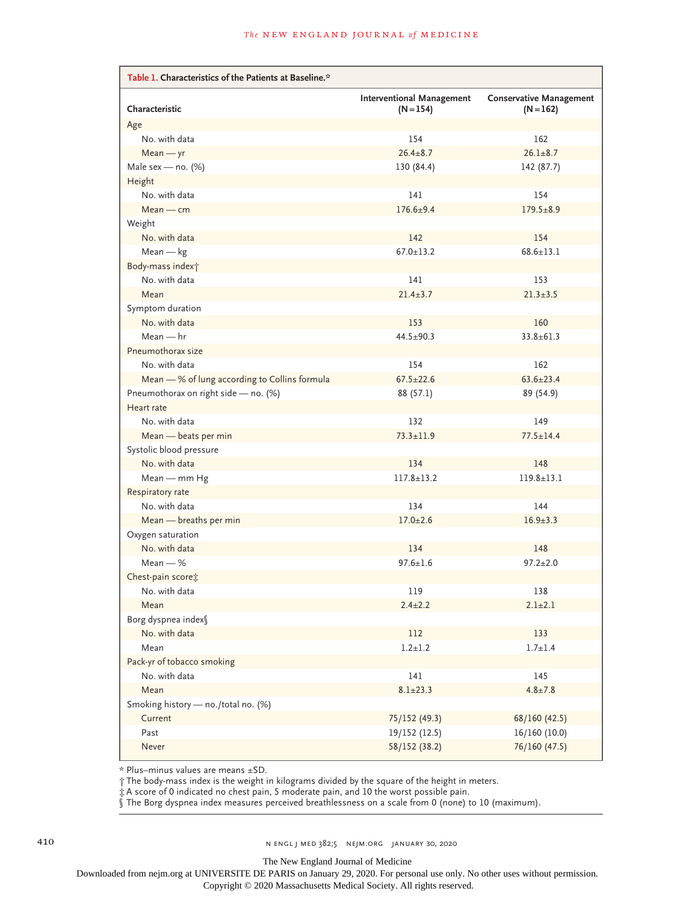**Table 1. Characteristics of the Patients at Baseline.***

| Characteristic | Interventional Management (N=154) | Conservative Management (N=162) |
|---|---|---|
| Age | | |
| No. with data | 154 | 162 |
| Mean — yr | 26.4±8.7 | 26.1±8.7 |
| Male sex — no. (%) | 130 (84.4) | 142 (87.7) |
| Height | | |
| No. with data | 141 | 154 |
| Mean — cm | 176.6±9.4 | 179.5±8.9 |
| Weight | | |
| No. with data | 142 | 154 |
| Mean — kg | 67.0±13.2 | 68.6±13.1 |
| Body-mass index† | | |
| No. with data | 141 | 153 |
| Mean | 21.4±3.7 | 21.3±3.5 |
| Symptom duration | | |
| No. with data | 153 | 160 |
| Mean — hr | 44.5±90.3 | 33.8±61.3 |
| Pneumothorax size | | |
| No. with data | 154 | 162 |
| Mean — % of lung according to Collins formula | 67.5±22.6 | 63.6±23.4 |
| Pneumothorax on right side — no. (%) | 88 (57.1) | 89 (54.9) |
| Heart rate | | |
| No. with data | 132 | 149 |
| Mean — beats per min | 73.3±11.9 | 77.5±14.4 |
| Systolic blood pressure | | |
| No. with data | 134 | 148 |
| Mean — mm Hg | 117.8±13.2 | 119.8±13.1 |
| Respiratory rate | | |
| No. with data | 134 | 144 |
| Mean — breaths per min | 17.0±2.6 | 16.9±3.3 |
| Oxygen saturation | | |
| No. with data | 134 | 148 |
| Mean — % | 97.6±1.6 | 97.2±2.0 |
| Chest-pain score‡ | | |
| No. with data | 119 | 138 |
| Mean | 2.4±2.2 | 2.1±2.1 |
| Borg dyspnea index§ | | |
| No. with data | 112 | 133 |
| Mean | 1.2±1.2 | 1.7±1.4 |
| Pack-yr of tobacco smoking | | |
| No. with data | 141 | 145 |
| Mean | 8.1±23.3 | 4.8±7.8 |
| Smoking history — no./total no. (%) | | |
| Current | 75/152 (49.3) | 68/160 (42.5) |
| Past | 19/152 (12.5) | 16/160 (10.0) |
| Never | 58/152 (38.2) | 76/160 (47.5) |

\* Plus–minus values are means ±SD.
† The body-mass index is the weight in kilograms divided by the square of the height in meters.
‡ A score of 0 indicated no chest pain, 5 moderate pain, and 10 the worst possible pain.
§ The Borg dyspnea index measures perceived breathlessness on a scale from 0 (none) to 10 (maximum).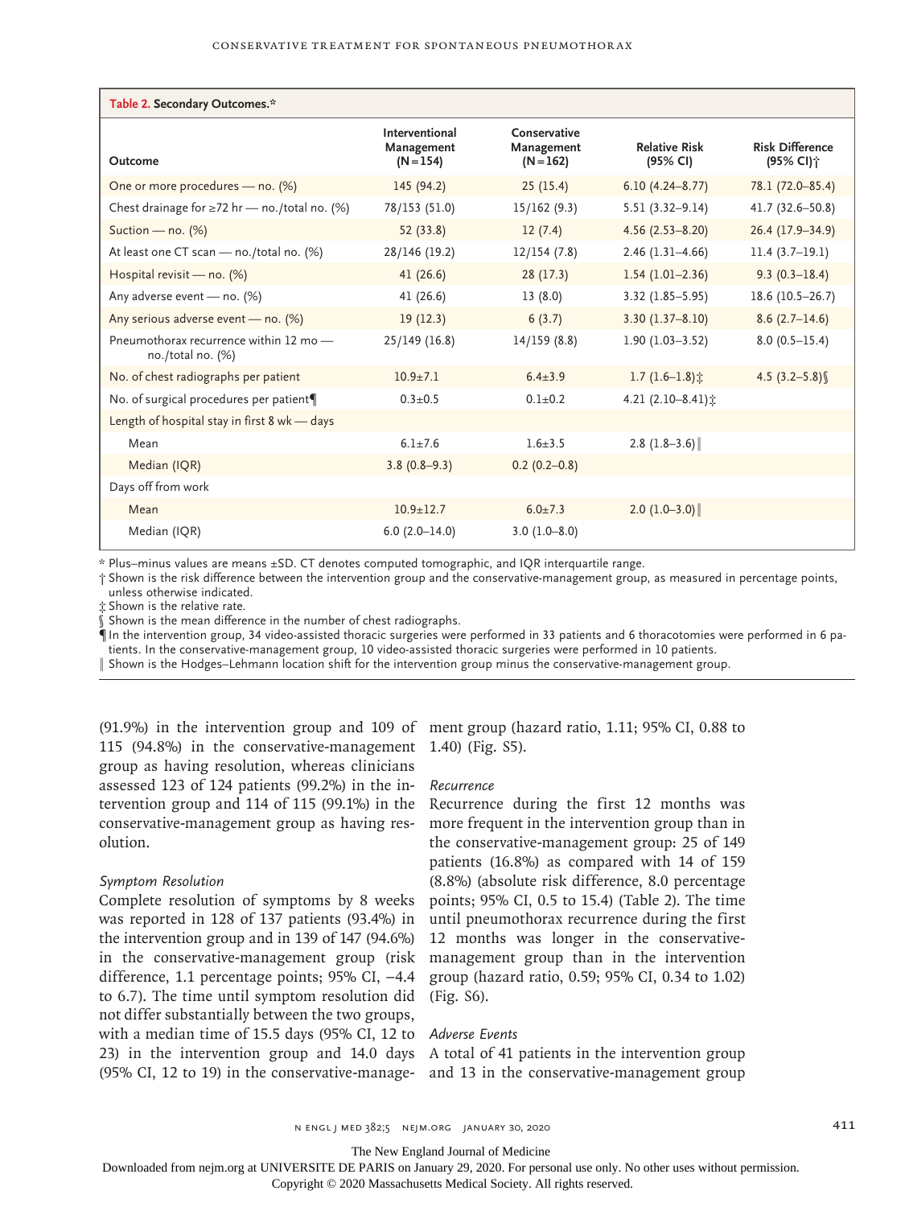**Table 2. Secondary Outcomes.***

| Outcome | Interventional Management (N=154) | Conservative Management (N=162) | Relative Risk (95% CI) | Risk Difference (95% CI)† |
|---|---|---|---|---|
| One or more procedures — no. (%) | 145 (94.2) | 25 (15.4) | 6.10 (4.24–8.77) | 78.1 (72.0–85.4) |
| Chest drainage for ≥72 hr — no./total no. (%) | 78/153 (51.0) | 15/162 (9.3) | 5.51 (3.32–9.14) | 41.7 (32.6–50.8) |
| Suction — no. (%) | 52 (33.8) | 12 (7.4) | 4.56 (2.53–8.20) | 26.4 (17.9–34.9) |
| At least one CT scan — no./total no. (%) | 28/146 (19.2) | 12/154 (7.8) | 2.46 (1.31–4.66) | 11.4 (3.7–19.1) |
| Hospital revisit — no. (%) | 41 (26.6) | 28 (17.3) | 1.54 (1.01–2.36) | 9.3 (0.3–18.4) |
| Any adverse event — no. (%) | 41 (26.6) | 13 (8.0) | 3.32 (1.85–5.95) | 18.6 (10.5–26.7) |
| Any serious adverse event — no. (%) | 19 (12.3) | 6 (3.7) | 3.30 (1.37–8.10) | 8.6 (2.7–14.6) |
| Pneumothorax recurrence within 12 mo — no./total no. (%) | 25/149 (16.8) | 14/159 (8.8) | 1.90 (1.03–3.52) | 8.0 (0.5–15.4) |
| No. of chest radiographs per patient | 10.9±7.1 | 6.4±3.9 | 1.7 (1.6–1.8)‡ | 4.5 (3.2–5.8)§ |
| No. of surgical procedures per patient¶ | 0.3±0.5 | 0.1±0.2 | 4.21 (2.10–8.41)‡ | |
| Length of hospital stay in first 8 wk — days | | | | |
| Mean | 6.1±7.6 | 1.6±3.5 | 2.8 (1.8–3.6)‖ | |
| Median (IQR) | 3.8 (0.8–9.3) | 0.2 (0.2–0.8) | | |
| Days off from work | | | | |
| Mean | 10.9±12.7 | 6.0±7.3 | 2.0 (1.0–3.0)‖ | |
| Median (IQR) | 6.0 (2.0–14.0) | 3.0 (1.0–8.0) | | |

\* Plus–minus values are means ±SD. CT denotes computed tomographic, and IQR interquartile range.

† Shown is the risk difference between the intervention group and the conservative-management group, as measured in percentage points, unless otherwise indicated.

‡ Shown is the relative rate.

§ Shown is the mean difference in the number of chest radiographs.

¶ In the intervention group, 34 video-assisted thoracic surgeries were performed in 33 patients and 6 thoracotomies were performed in 6 patients. In the conservative-management group, 10 video-assisted thoracic surgeries were performed in 10 patients.

‖ Shown is the Hodges–Lehmann location shift for the intervention group minus the conservative-management group.

(91.9%) in the intervention group and 109 of 115 (94.8%) in the conservative-management group as having resolution, whereas clinicians assessed 123 of 124 patients (99.2%) in the intervention group and 114 of 115 (99.1%) in the conservative-management group as having resolution.

### *Symptom Resolution*

Complete resolution of symptoms by 8 weeks was reported in 128 of 137 patients (93.4%) in the intervention group and in 139 of 147 (94.6%) in the conservative-management group (risk difference, 1.1 percentage points; 95% CI, −4.4 to 6.7). The time until symptom resolution did not differ substantially between the two groups, with a median time of 15.5 days (95% CI, 12 to 23) in the intervention group and 14.0 days (95% CI, 12 to 19) in the conservative-management group (hazard ratio, 1.11; 95% CI, 0.88 to 1.40) (Fig. S5).

### *Recurrence*

Recurrence during the first 12 months was more frequent in the intervention group than in the conservative-management group: 25 of 149 patients (16.8%) as compared with 14 of 159 (8.8%) (absolute risk difference, 8.0 percentage points; 95% CI, 0.5 to 15.4) (Table 2). The time until pneumothorax recurrence during the first 12 months was longer in the conservative-management group than in the intervention group (hazard ratio, 0.59; 95% CI, 0.34 to 1.02) (Fig. S6).

### *Adverse Events*

A total of 41 patients in the intervention group and 13 in the conservative-management group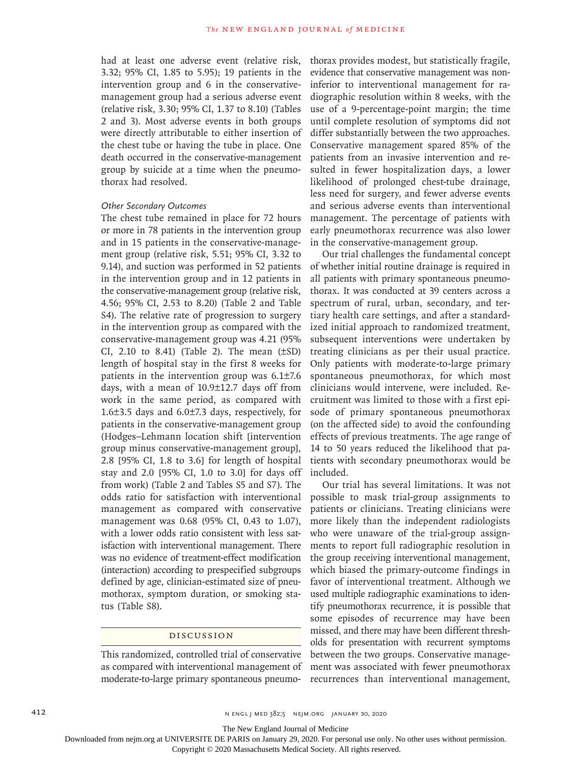had at least one adverse event (relative risk, 3.32; 95% CI, 1.85 to 5.95); 19 patients in the intervention group and 6 in the conservative-management group had a serious adverse event (relative risk, 3.30; 95% CI, 1.37 to 8.10) (Tables 2 and 3). Most adverse events in both groups were directly attributable to either insertion of the chest tube or having the tube in place. One death occurred in the conservative-management group by suicide at a time when the pneumothorax had resolved.

### *Other Secondary Outcomes*

The chest tube remained in place for 72 hours or more in 78 patients in the intervention group and in 15 patients in the conservative-management group (relative risk, 5.51; 95% CI, 3.32 to 9.14), and suction was performed in 52 patients in the intervention group and in 12 patients in the conservative-management group (relative risk, 4.56; 95% CI, 2.53 to 8.20) (Table 2 and Table S4). The relative rate of progression to surgery in the intervention group as compared with the conservative-management group was 4.21 (95% CI, 2.10 to 8.41) (Table 2). The mean (±SD) length of hospital stay in the first 8 weeks for patients in the intervention group was 6.1±7.6 days, with a mean of 10.9±12.7 days off from work in the same period, as compared with 1.6±3.5 days and 6.0±7.3 days, respectively, for patients in the conservative-management group (Hodges–Lehmann location shift [intervention group minus conservative-management group], 2.8 [95% CI, 1.8 to 3.6] for length of hospital stay and 2.0 [95% CI, 1.0 to 3.0] for days off from work) (Table 2 and Tables S5 and S7). The odds ratio for satisfaction with interventional management as compared with conservative management was 0.68 (95% CI, 0.43 to 1.07), with a lower odds ratio consistent with less satisfaction with interventional management. There was no evidence of treatment-effect modification (interaction) according to prespecified subgroups defined by age, clinician-estimated size of pneumothorax, symptom duration, or smoking status (Table S8).

## Discussion

This randomized, controlled trial of conservative as compared with interventional management of moderate-to-large primary spontaneous pneumothorax provides modest, but statistically fragile, evidence that conservative management was noninferior to interventional management for radiographic resolution within 8 weeks, with the use of a 9-percentage-point margin; the time until complete resolution of symptoms did not differ substantially between the two approaches. Conservative management spared 85% of the patients from an invasive intervention and resulted in fewer hospitalization days, a lower likelihood of prolonged chest-tube drainage, less need for surgery, and fewer adverse events and serious adverse events than interventional management. The percentage of patients with early pneumothorax recurrence was also lower in the conservative-management group.

Our trial challenges the fundamental concept of whether initial routine drainage is required in all patients with primary spontaneous pneumothorax. It was conducted at 39 centers across a spectrum of rural, urban, secondary, and tertiary health care settings, and after a standardized initial approach to randomized treatment, subsequent interventions were undertaken by treating clinicians as per their usual practice. Only patients with moderate-to-large primary spontaneous pneumothorax, for which most clinicians would intervene, were included. Recruitment was limited to those with a first episode of primary spontaneous pneumothorax (on the affected side) to avoid the confounding effects of previous treatments. The age range of 14 to 50 years reduced the likelihood that patients with secondary pneumothorax would be included.

Our trial has several limitations. It was not possible to mask trial-group assignments to patients or clinicians. Treating clinicians were more likely than the independent radiologists who were unaware of the trial-group assignments to report full radiographic resolution in the group receiving interventional management, which biased the primary-outcome findings in favor of interventional treatment. Although we used multiple radiographic examinations to identify pneumothorax recurrence, it is possible that some episodes of recurrence may have been missed, and there may have been different thresholds for presentation with recurrent symptoms between the two groups. Conservative management was associated with fewer pneumothorax recurrences than interventional management,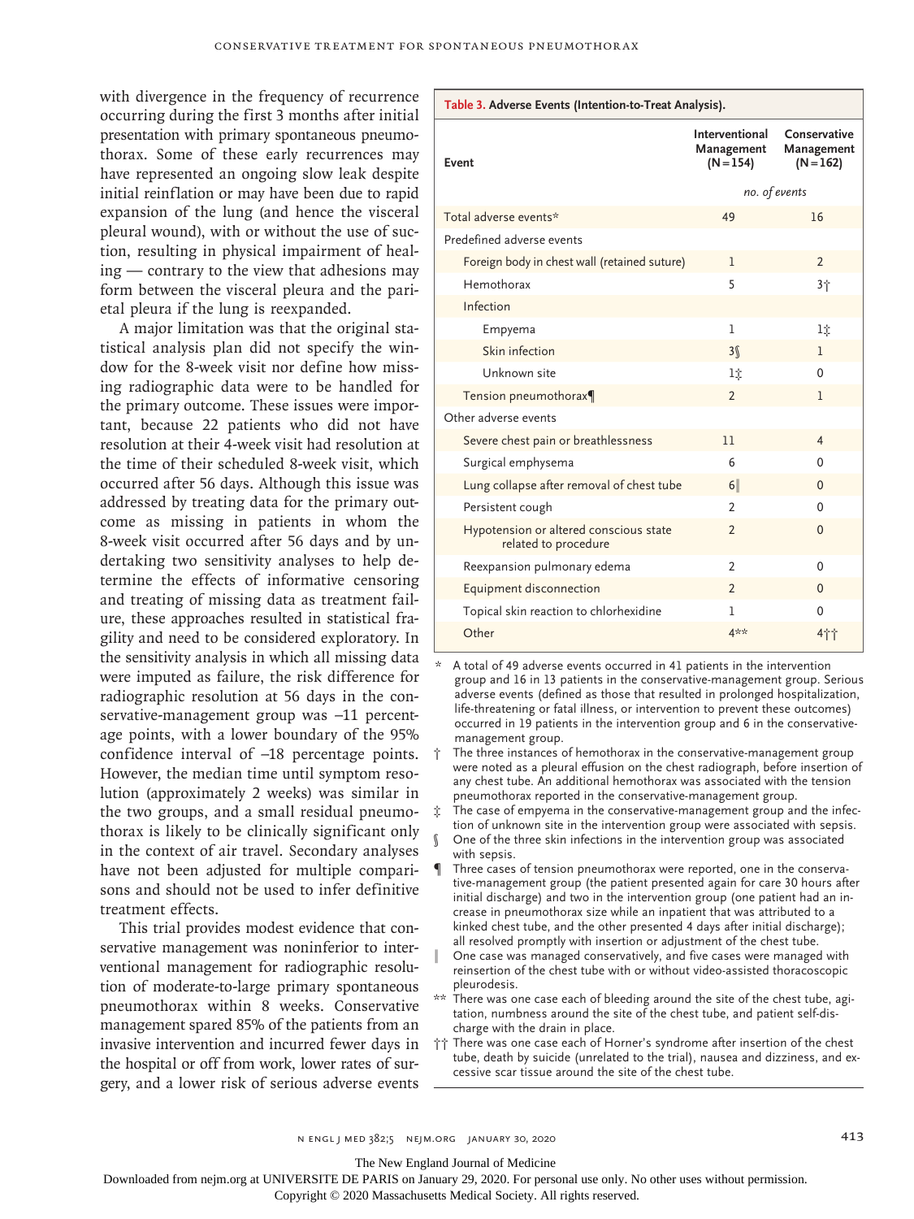with divergence in the frequency of recurrence occurring during the first 3 months after initial presentation with primary spontaneous pneumothorax. Some of these early recurrences may have represented an ongoing slow leak despite initial reinflation or may have been due to rapid expansion of the lung (and hence the visceral pleural wound), with or without the use of suction, resulting in physical impairment of healing — contrary to the view that adhesions may form between the visceral pleura and the parietal pleura if the lung is reexpanded.

A major limitation was that the original statistical analysis plan did not specify the window for the 8-week visit nor define how missing radiographic data were to be handled for the primary outcome. These issues were important, because 22 patients who did not have resolution at their 4-week visit had resolution at the time of their scheduled 8-week visit, which occurred after 56 days. Although this issue was addressed by treating data for the primary outcome as missing in patients in whom the 8-week visit occurred after 56 days and by undertaking two sensitivity analyses to help determine the effects of informative censoring and treating of missing data as treatment failure, these approaches resulted in statistical fragility and need to be considered exploratory. In the sensitivity analysis in which all missing data were imputed as failure, the risk difference for radiographic resolution at 56 days in the conservative-management group was −11 percentage points, with a lower boundary of the 95% confidence interval of −18 percentage points. However, the median time until symptom resolution (approximately 2 weeks) was similar in the two groups, and a small residual pneumothorax is likely to be clinically significant only in the context of air travel. Secondary analyses have not been adjusted for multiple comparisons and should not be used to infer definitive treatment effects.

This trial provides modest evidence that conservative management was noninferior to interventional management for radiographic resolution of moderate-to-large primary spontaneous pneumothorax within 8 weeks. Conservative management spared 85% of the patients from an invasive intervention and incurred fewer days in the hospital or off from work, lower rates of surgery, and a lower risk of serious adverse events

**Table 3. Adverse Events (Intention-to-Treat Analysis).**

| Event | Interventional Management (N=154) | Conservative Management (N=162) |
|---|---|---|
| | *no. of events* | |
| Total adverse events* | 49 | 16 |
| Predefined adverse events | | |
| Foreign body in chest wall (retained suture) | 1 | 2 |
| Hemothorax | 5 | 3† |
| Infection | | |
| Empyema | 1 | 1‡ |
| Skin infection | 3§ | 1 |
| Unknown site | 1‡ | 0 |
| Tension pneumothorax¶ | 2 | 1 |
| Other adverse events | | |
| Severe chest pain or breathlessness | 11 | 4 |
| Surgical emphysema | 6 | 0 |
| Lung collapse after removal of chest tube | 6‖ | 0 |
| Persistent cough | 2 | 0 |
| Hypotension or altered conscious state related to procedure | 2 | 0 |
| Reexpansion pulmonary edema | 2 | 0 |
| Equipment disconnection | 2 | 0 |
| Topical skin reaction to chlorhexidine | 1 | 0 |
| Other | 4** | 4†† |

\* A total of 49 adverse events occurred in 41 patients in the intervention group and 16 in 13 patients in the conservative-management group. Serious adverse events (defined as those that resulted in prolonged hospitalization, life-threatening or fatal illness, or intervention to prevent these outcomes) occurred in 19 patients in the intervention group and 6 in the conservative-management group.

† The three instances of hemothorax in the conservative-management group were noted as a pleural effusion on the chest radiograph, before insertion of any chest tube. An additional hemothorax was associated with the tension pneumothorax reported in the conservative-management group.

‡ The case of empyema in the conservative-management group and the infection of unknown site in the intervention group were associated with sepsis.

§ One of the three skin infections in the intervention group was associated with sepsis.

¶ Three cases of tension pneumothorax were reported, one in the conservative-management group (the patient presented again for care 30 hours after initial discharge) and two in the intervention group (one patient had an increase in pneumothorax size while an inpatient that was attributed to a kinked chest tube, and the other presented 4 days after initial discharge); all resolved promptly with insertion or adjustment of the chest tube.

‖ One case was managed conservatively, and five cases were managed with reinsertion of the chest tube with or without video-assisted thoracoscopic pleurodesis.

\** There was one case each of bleeding around the site of the chest tube, agitation, numbness around the site of the chest tube, and patient self-discharge with the drain in place.

†† There was one case each of Horner's syndrome after insertion of the chest tube, death by suicide (unrelated to the trial), nausea and dizziness, and excessive scar tissue around the site of the chest tube.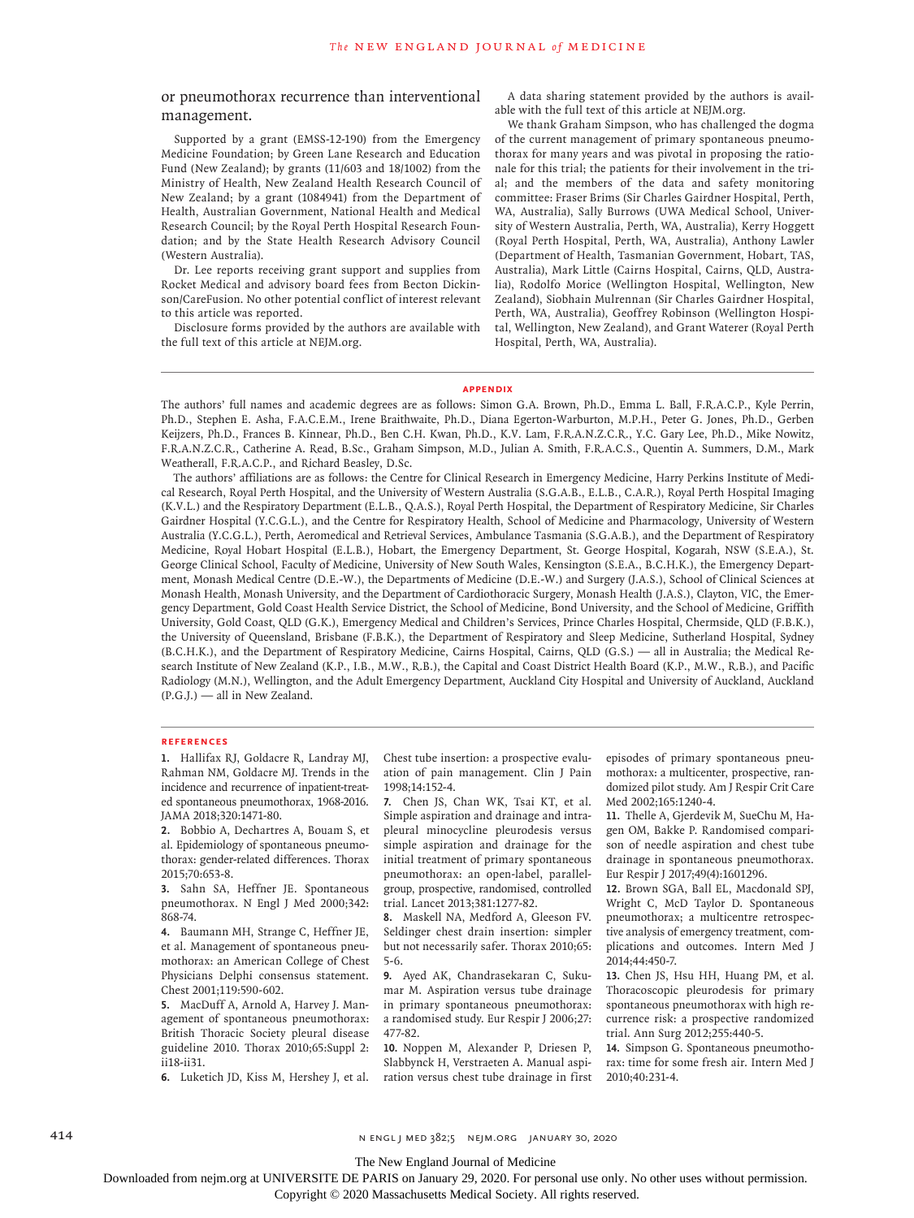or pneumothorax recurrence than interventional management.

Supported by a grant (EMSS-12-190) from the Emergency Medicine Foundation; by Green Lane Research and Education Fund (New Zealand); by grants (11/603 and 18/1002) from the Ministry of Health, New Zealand Health Research Council of New Zealand; by a grant (1084941) from the Department of Health, Australian Government, National Health and Medical Research Council; by the Royal Perth Hospital Research Foundation; and by the State Health Research Advisory Council (Western Australia).

Dr. Lee reports receiving grant support and supplies from Rocket Medical and advisory board fees from Becton Dickinson/CareFusion. No other potential conflict of interest relevant to this article was reported.

Disclosure forms provided by the authors are available with the full text of this article at NEJM.org.

A data sharing statement provided by the authors is available with the full text of this article at NEJM.org.

We thank Graham Simpson, who has challenged the dogma of the current management of primary spontaneous pneumothorax for many years and was pivotal in proposing the rationale for this trial; the patients for their involvement in the trial; and the members of the data and safety monitoring committee: Fraser Brims (Sir Charles Gairdner Hospital, Perth, WA, Australia), Sally Burrows (UWA Medical School, University of Western Australia, Perth, WA, Australia), Kerry Hoggett (Royal Perth Hospital, Perth, WA, Australia), Anthony Lawler (Department of Health, Tasmanian Government, Hobart, TAS, Australia), Mark Little (Cairns Hospital, Cairns, QLD, Australia), Rodolfo Morice (Wellington Hospital, Wellington, New Zealand), Siobhain Mulrennan (Sir Charles Gairdner Hospital, Perth, WA, Australia), Geoffrey Robinson (Wellington Hospital, Wellington, New Zealand), and Grant Waterer (Royal Perth Hospital, Perth, WA, Australia).

## APPENDIX

The authors' full names and academic degrees are as follows: Simon G.A. Brown, Ph.D., Emma L. Ball, F.R.A.C.P., Kyle Perrin, Ph.D., Stephen E. Asha, F.A.C.E.M., Irene Braithwaite, Ph.D., Diana Egerton-Warburton, M.P.H., Peter G. Jones, Ph.D., Gerben Keijzers, Ph.D., Frances B. Kinnear, Ph.D., Ben C.H. Kwan, Ph.D., K.V. Lam, F.R.A.N.Z.C.R., Y.C. Gary Lee, Ph.D., Mike Nowitz, F.R.A.N.Z.C.R., Catherine A. Read, B.Sc., Graham Simpson, M.D., Julian A. Smith, F.R.A.C.S., Quentin A. Summers, D.M., Mark Weatherall, F.R.A.C.P., and Richard Beasley, D.Sc.

The authors' affiliations are as follows: the Centre for Clinical Research in Emergency Medicine, Harry Perkins Institute of Medical Research, Royal Perth Hospital, and the University of Western Australia (S.G.A.B., E.L.B., C.A.R.), Royal Perth Hospital Imaging (K.V.L.) and the Respiratory Department (E.L.B., Q.A.S.), Royal Perth Hospital, the Department of Respiratory Medicine, Sir Charles Gairdner Hospital (Y.C.G.L.), and the Centre for Respiratory Health, School of Medicine and Pharmacology, University of Western Australia (Y.C.G.L.), Perth, Aeromedical and Retrieval Services, Ambulance Tasmania (S.G.A.B.), and the Department of Respiratory Medicine, Royal Hobart Hospital (E.L.B.), Hobart, the Emergency Department, St. George Hospital, Kogarah, NSW (S.E.A.), St. George Clinical School, Faculty of Medicine, University of New South Wales, Kensington (S.E.A., B.C.H.K.), the Emergency Department, Monash Medical Centre (D.E.-W.), the Departments of Medicine (D.E.-W.) and Surgery (J.A.S.), School of Clinical Sciences at Monash Health, Monash University, and the Department of Cardiothoracic Surgery, Monash Health (J.A.S.), Clayton, VIC, the Emergency Department, Gold Coast Health Service District, the School of Medicine, Bond University, and the School of Medicine, Griffith University, Gold Coast, QLD (G.K.), Emergency Medical and Children's Services, Prince Charles Hospital, Chermside, QLD (F.B.K.), the University of Queensland, Brisbane (F.B.K.), the Department of Respiratory and Sleep Medicine, Sutherland Hospital, Sydney (B.C.H.K.), and the Department of Respiratory Medicine, Cairns Hospital, Cairns, QLD (G.S.) — all in Australia; the Medical Research Institute of New Zealand (K.P., I.B., M.W., R.B.), the Capital and Coast District Health Board (K.P., M.W., R.B.), and Pacific Radiology (M.N.), Wellington, and the Adult Emergency Department, Auckland City Hospital and University of Auckland, Auckland (P.G.J.) — all in New Zealand.

## REFERENCES

1. Hallifax RJ, Goldacre R, Landray MJ, Rahman NM, Goldacre MJ. Trends in the incidence and recurrence of inpatient-treated spontaneous pneumothorax, 1968-2016. JAMA 2018;320:1471-80.
2. Bobbio A, Dechartres A, Bouam S, et al. Epidemiology of spontaneous pneumothorax: gender-related differences. Thorax 2015;70:653-8.
3. Sahn SA, Heffner JE. Spontaneous pneumothorax. N Engl J Med 2000;342:868-74.
4. Baumann MH, Strange C, Heffner JE, et al. Management of spontaneous pneumothorax: an American College of Chest Physicians Delphi consensus statement. Chest 2001;119:590-602.
5. MacDuff A, Arnold A, Harvey J. Management of spontaneous pneumothorax: British Thoracic Society pleural disease guideline 2010. Thorax 2010;65:Suppl 2:ii18-ii31.
6. Luketich JD, Kiss M, Hershey J, et al. Chest tube insertion: a prospective evaluation of pain management. Clin J Pain 1998;14:152-4.
7. Chen JS, Chan WK, Tsai KT, et al. Simple aspiration and drainage and intrapleural minocycline pleurodesis versus simple aspiration and drainage for the initial treatment of primary spontaneous pneumothorax: an open-label, parallel-group, prospective, randomised, controlled trial. Lancet 2013;381:1277-82.
8. Maskell NA, Medford A, Gleeson FV. Seldinger chest drain insertion: simpler but not necessarily safer. Thorax 2010;65:5-6.
9. Ayed AK, Chandrasekaran C, Sukumar M. Aspiration versus tube drainage in primary spontaneous pneumothorax: a randomised study. Eur Respir J 2006;27:477-82.
10. Noppen M, Alexander P, Driesen P, Slabbynck H, Verstraeten A. Manual aspiration versus chest tube drainage in first episodes of primary spontaneous pneumothorax: a multicenter, prospective, randomized pilot study. Am J Respir Crit Care Med 2002;165:1240-4.
11. Thelle A, Gjerdevik M, SueChu M, Hagen OM, Bakke P. Randomised comparison of needle aspiration and chest tube drainage in spontaneous pneumothorax. Eur Respir J 2017;49(4):1601296.
12. Brown SGA, Ball EL, Macdonald SPJ, Wright C, McD Taylor D. Spontaneous pneumothorax; a multicentre retrospective analysis of emergency treatment, complications and outcomes. Intern Med J 2014;44:450-7.
13. Chen JS, Hsu HH, Huang PM, et al. Thoracoscopic pleurodesis for primary spontaneous pneumothorax with high recurrence risk: a prospective randomized trial. Ann Surg 2012;255:440-5.
14. Simpson G. Spontaneous pneumothorax: time for some fresh air. Intern Med J 2010;40:231-4.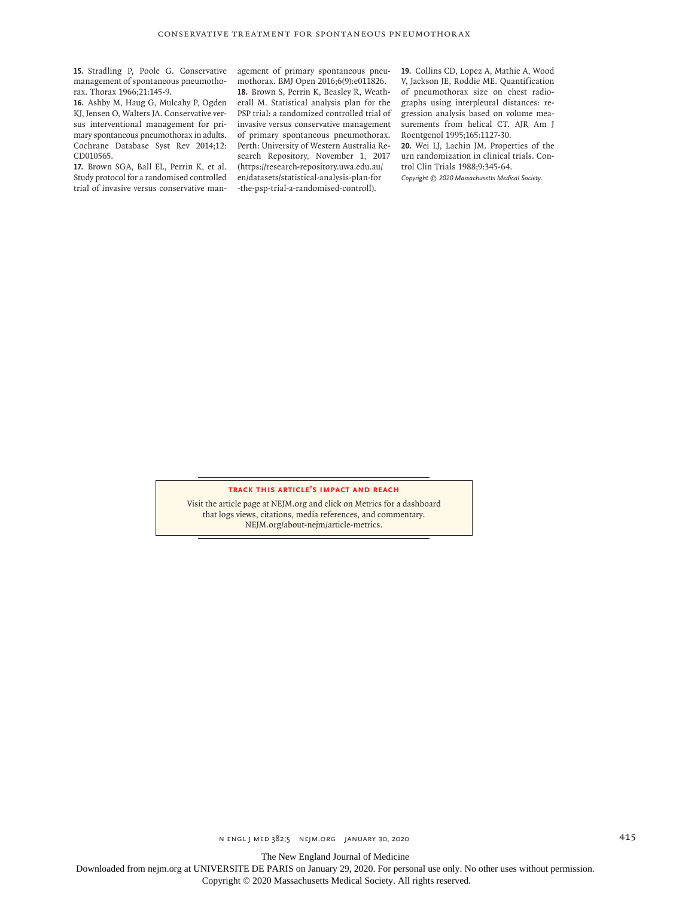15. Stradling P, Poole G. Conservative management of spontaneous pneumothorax. Thorax 1966;21:145-9.

16. Ashby M, Haug G, Mulcahy P, Ogden KJ, Jensen O, Walters JA. Conservative versus interventional management for primary spontaneous pneumothorax in adults. Cochrane Database Syst Rev 2014;12:CD010565.

17. Brown SGA, Ball EL, Perrin K, et al. Study protocol for a randomised controlled trial of invasive versus conservative management of primary spontaneous pneumothorax. BMJ Open 2016;6(9):e011826.

18. Brown S, Perrin K, Beasley R, Weatherall M. Statistical analysis plan for the PSP trial: a randomized controlled trial of invasive versus conservative management of primary spontaneous pneumothorax. Perth: University of Western Australia Research Repository, November 1, 2017 (https://research-repository.uwa.edu.au/en/datasets/statistical-analysis-plan-for-the-psp-trial-a-randomised-controll).

19. Collins CD, Lopez A, Mathie A, Wood V, Jackson JE, Roddie ME. Quantification of pneumothorax size on chest radiographs using interpleural distances: regression analysis based on volume measurements from helical CT. AJR Am J Roentgenol 1995;165:1127-30.

20. Wei LJ, Lachin JM. Properties of the urn randomization in clinical trials. Control Clin Trials 1988;9:345-64.

*Copyright © 2020 Massachusetts Medical Society.*

**TRACK THIS ARTICLE'S IMPACT AND REACH**

Visit the article page at NEJM.org and click on Metrics for a dashboard that logs views, citations, media references, and commentary. NEJM.org/about-nejm/article-metrics.